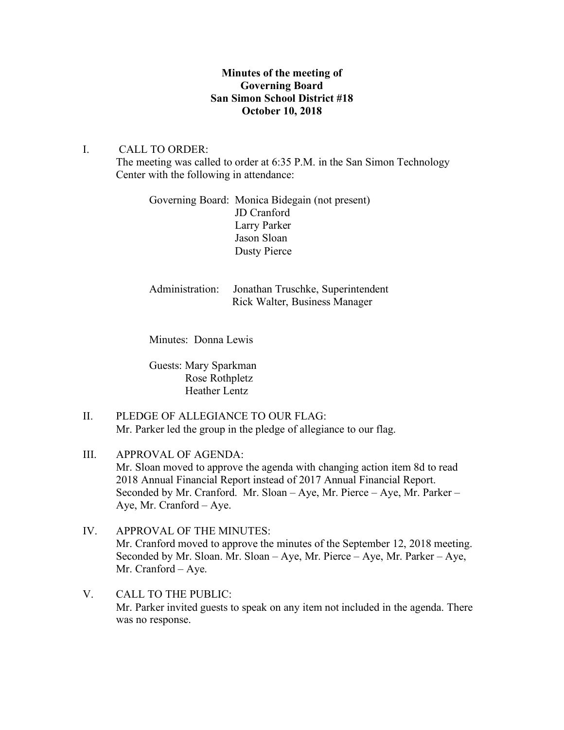**Minutes of the meeting of**
**Governing Board**
**San Simon School District #18**
**October 10, 2018**

I. CALL TO ORDER:
The meeting was called to order at 6:35 P.M. in the San Simon Technology Center with the following in attendance:

Governing Board: Monica Bidegain (not present)
JD Cranford
Larry Parker
Jason Sloan
Dusty Pierce

Administration: Jonathan Truschke, Superintendent
Rick Walter, Business Manager

Minutes: Donna Lewis

Guests: Mary Sparkman
Rose Rothpletz
Heather Lentz

II. PLEDGE OF ALLEGIANCE TO OUR FLAG:
Mr. Parker led the group in the pledge of allegiance to our flag.

III. APPROVAL OF AGENDA:
Mr. Sloan moved to approve the agenda with changing action item 8d to read 2018 Annual Financial Report instead of 2017 Annual Financial Report. Seconded by Mr. Cranford. Mr. Sloan – Aye, Mr. Pierce – Aye, Mr. Parker – Aye, Mr. Cranford – Aye.

IV. APPROVAL OF THE MINUTES:
Mr. Cranford moved to approve the minutes of the September 12, 2018 meeting. Seconded by Mr. Sloan. Mr. Sloan – Aye, Mr. Pierce – Aye, Mr. Parker – Aye, Mr. Cranford – Aye.

V. CALL TO THE PUBLIC:
Mr. Parker invited guests to speak on any item not included in the agenda. There was no response.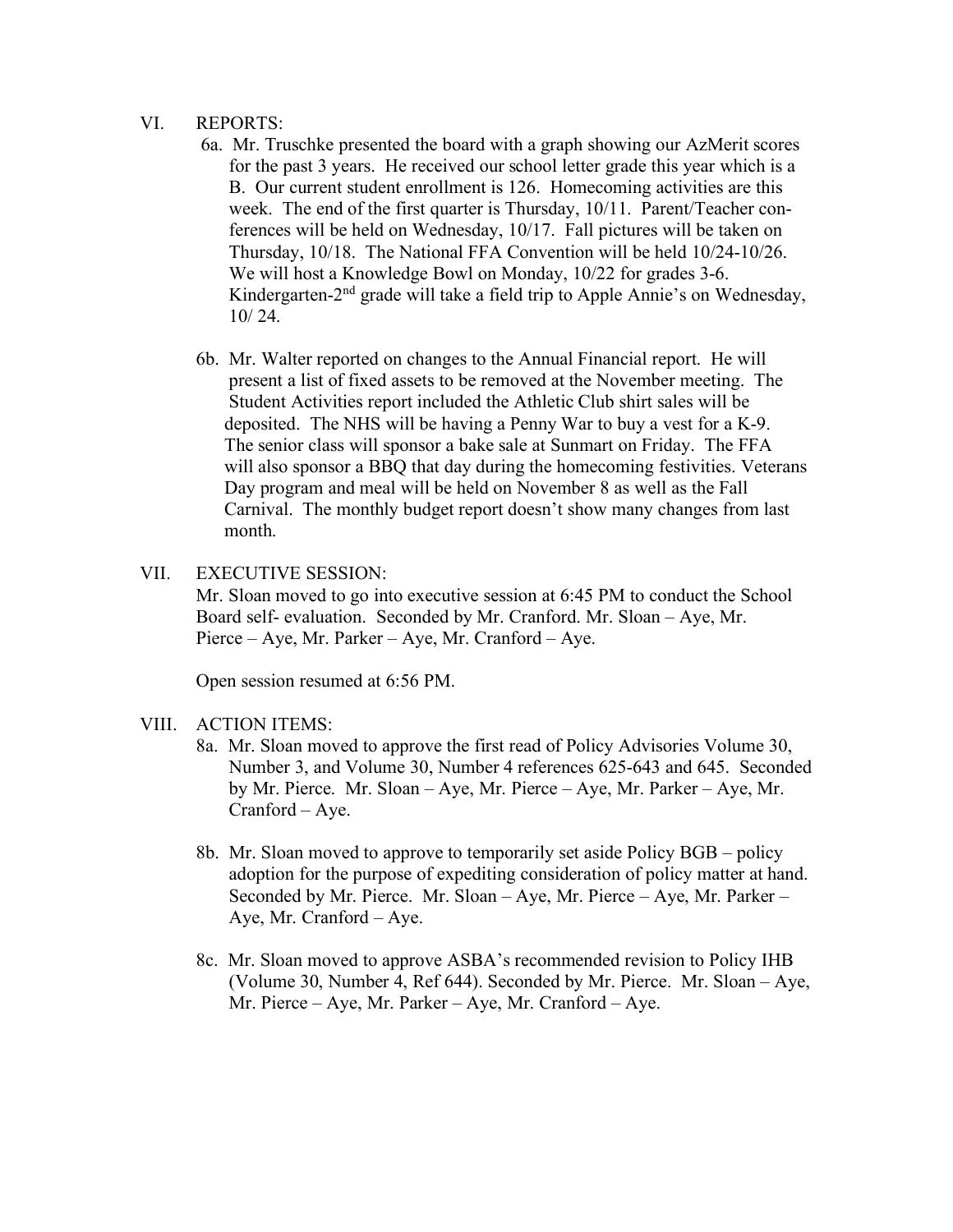VI. REPORTS:

6a. Mr. Truschke presented the board with a graph showing our AzMerit scores for the past 3 years. He received our school letter grade this year which is a B. Our current student enrollment is 126. Homecoming activities are this week. The end of the first quarter is Thursday, 10/11. Parent/Teacher conferences will be held on Wednesday, 10/17. Fall pictures will be taken on Thursday, 10/18. The National FFA Convention will be held 10/24-10/26. We will host a Knowledge Bowl on Monday, 10/22 for grades 3-6. Kindergarten-2nd grade will take a field trip to Apple Annie's on Wednesday, 10/ 24.

6b. Mr. Walter reported on changes to the Annual Financial report. He will present a list of fixed assets to be removed at the November meeting. The Student Activities report included the Athletic Club shirt sales will be deposited. The NHS will be having a Penny War to buy a vest for a K-9. The senior class will sponsor a bake sale at Sunmart on Friday. The FFA will also sponsor a BBQ that day during the homecoming festivities. Veterans Day program and meal will be held on November 8 as well as the Fall Carnival. The monthly budget report doesn't show many changes from last month.

VII. EXECUTIVE SESSION:

Mr. Sloan moved to go into executive session at 6:45 PM to conduct the School Board self- evaluation. Seconded by Mr. Cranford. Mr. Sloan – Aye, Mr. Pierce – Aye, Mr. Parker – Aye, Mr. Cranford – Aye.

Open session resumed at 6:56 PM.

VIII. ACTION ITEMS:

8a. Mr. Sloan moved to approve the first read of Policy Advisories Volume 30, Number 3, and Volume 30, Number 4 references 625-643 and 645. Seconded by Mr. Pierce. Mr. Sloan – Aye, Mr. Pierce – Aye, Mr. Parker – Aye, Mr. Cranford – Aye.

8b. Mr. Sloan moved to approve to temporarily set aside Policy BGB – policy adoption for the purpose of expediting consideration of policy matter at hand. Seconded by Mr. Pierce. Mr. Sloan – Aye, Mr. Pierce – Aye, Mr. Parker – Aye, Mr. Cranford – Aye.

8c. Mr. Sloan moved to approve ASBA's recommended revision to Policy IHB (Volume 30, Number 4, Ref 644). Seconded by Mr. Pierce. Mr. Sloan – Aye, Mr. Pierce – Aye, Mr. Parker – Aye, Mr. Cranford – Aye.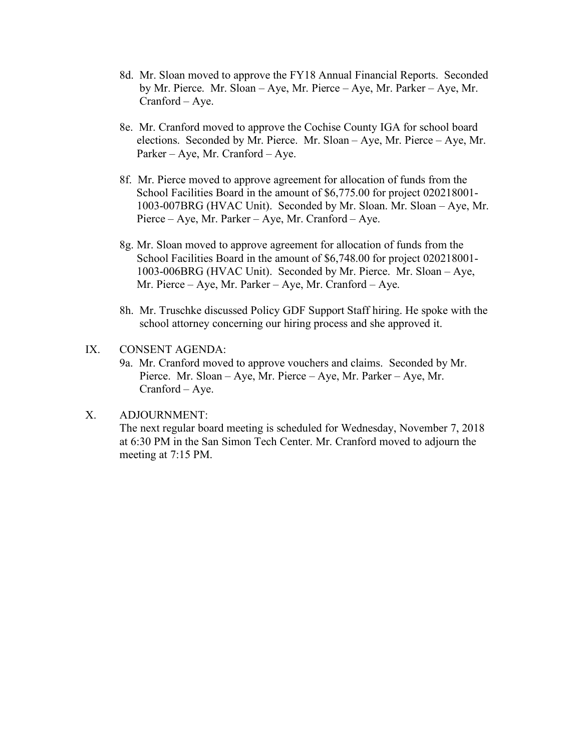8d. Mr. Sloan moved to approve the FY18 Annual Financial Reports. Seconded by Mr. Pierce. Mr. Sloan – Aye, Mr. Pierce – Aye, Mr. Parker – Aye, Mr. Cranford – Aye.

8e. Mr. Cranford moved to approve the Cochise County IGA for school board elections. Seconded by Mr. Pierce. Mr. Sloan – Aye, Mr. Pierce – Aye, Mr. Parker – Aye, Mr. Cranford – Aye.

8f. Mr. Pierce moved to approve agreement for allocation of funds from the School Facilities Board in the amount of $6,775.00 for project 020218001-1003-007BRG (HVAC Unit). Seconded by Mr. Sloan. Mr. Sloan – Aye, Mr. Pierce – Aye, Mr. Parker – Aye, Mr. Cranford – Aye.

8g. Mr. Sloan moved to approve agreement for allocation of funds from the School Facilities Board in the amount of $6,748.00 for project 020218001-1003-006BRG (HVAC Unit). Seconded by Mr. Pierce. Mr. Sloan – Aye, Mr. Pierce – Aye, Mr. Parker – Aye, Mr. Cranford – Aye.

8h. Mr. Truschke discussed Policy GDF Support Staff hiring. He spoke with the school attorney concerning our hiring process and she approved it.

IX. CONSENT AGENDA:

9a. Mr. Cranford moved to approve vouchers and claims. Seconded by Mr. Pierce. Mr. Sloan – Aye, Mr. Pierce – Aye, Mr. Parker – Aye, Mr. Cranford – Aye.

X. ADJOURNMENT:

The next regular board meeting is scheduled for Wednesday, November 7, 2018 at 6:30 PM in the San Simon Tech Center. Mr. Cranford moved to adjourn the meeting at 7:15 PM.